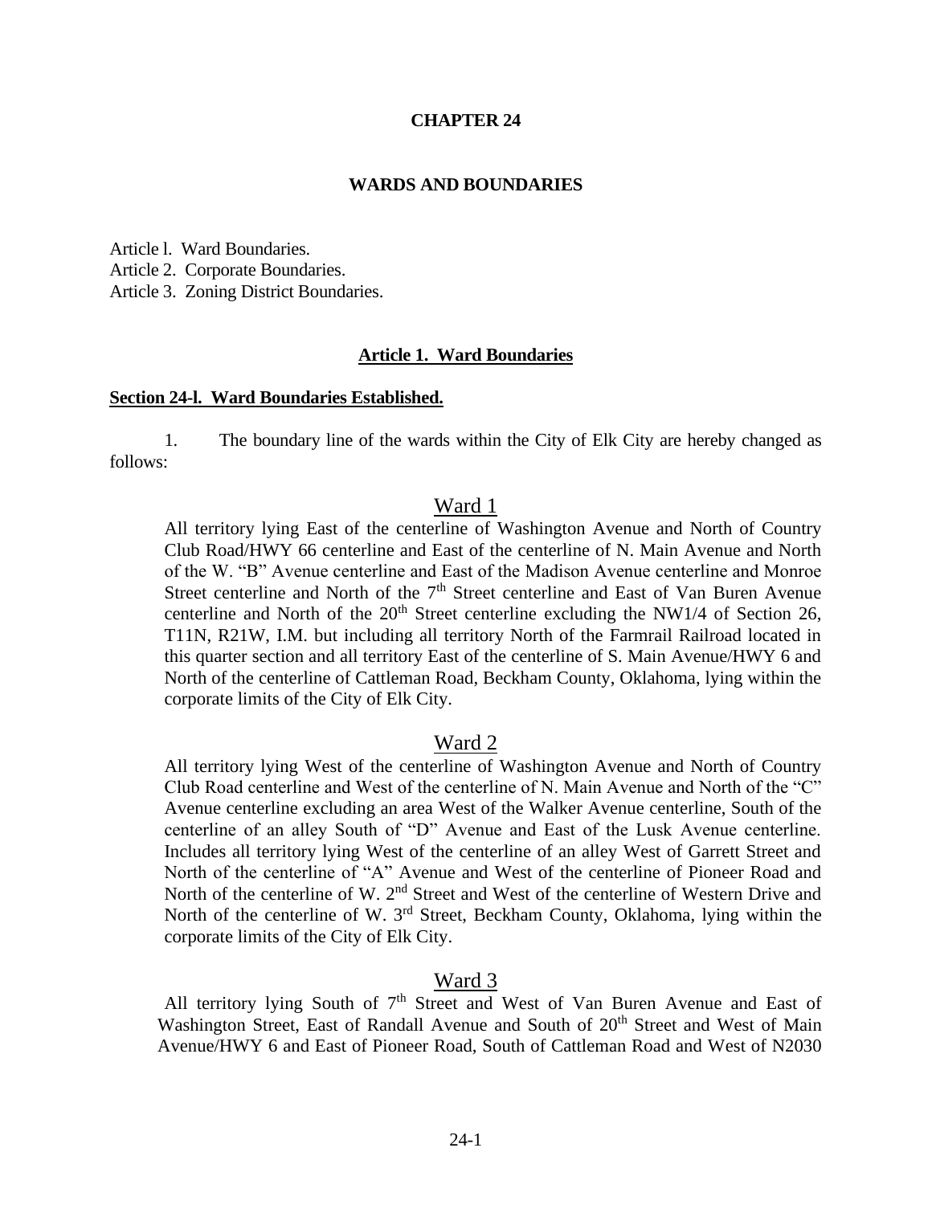# CHAPTER 24

## WARDS AND BOUNDARIES

Article l. Ward Boundaries.
Article 2. Corporate Boundaries.
Article 3. Zoning District Boundaries.

### Article 1. Ward Boundaries

**Section 24-l. Ward Boundaries Established.**

1. The boundary line of the wards within the City of Elk City are hereby changed as follows:

#### Ward 1

All territory lying East of the centerline of Washington Avenue and North of Country Club Road/HWY 66 centerline and East of the centerline of N. Main Avenue and North of the W. "B" Avenue centerline and East of the Madison Avenue centerline and Monroe Street centerline and North of the 7th Street centerline and East of Van Buren Avenue centerline and North of the 20th Street centerline excluding the NW1/4 of Section 26, T11N, R21W, I.M. but including all territory North of the Farmrail Railroad located in this quarter section and all territory East of the centerline of S. Main Avenue/HWY 6 and North of the centerline of Cattleman Road, Beckham County, Oklahoma, lying within the corporate limits of the City of Elk City.

#### Ward 2

All territory lying West of the centerline of Washington Avenue and North of Country Club Road centerline and West of the centerline of N. Main Avenue and North of the "C" Avenue centerline excluding an area West of the Walker Avenue centerline, South of the centerline of an alley South of "D" Avenue and East of the Lusk Avenue centerline. Includes all territory lying West of the centerline of an alley West of Garrett Street and North of the centerline of "A" Avenue and West of the centerline of Pioneer Road and North of the centerline of W. 2nd Street and West of the centerline of Western Drive and North of the centerline of W. 3rd Street, Beckham County, Oklahoma, lying within the corporate limits of the City of Elk City.

#### Ward 3

All territory lying South of 7th Street and West of Van Buren Avenue and East of Washington Street, East of Randall Avenue and South of 20th Street and West of Main Avenue/HWY 6 and East of Pioneer Road, South of Cattleman Road and West of N2030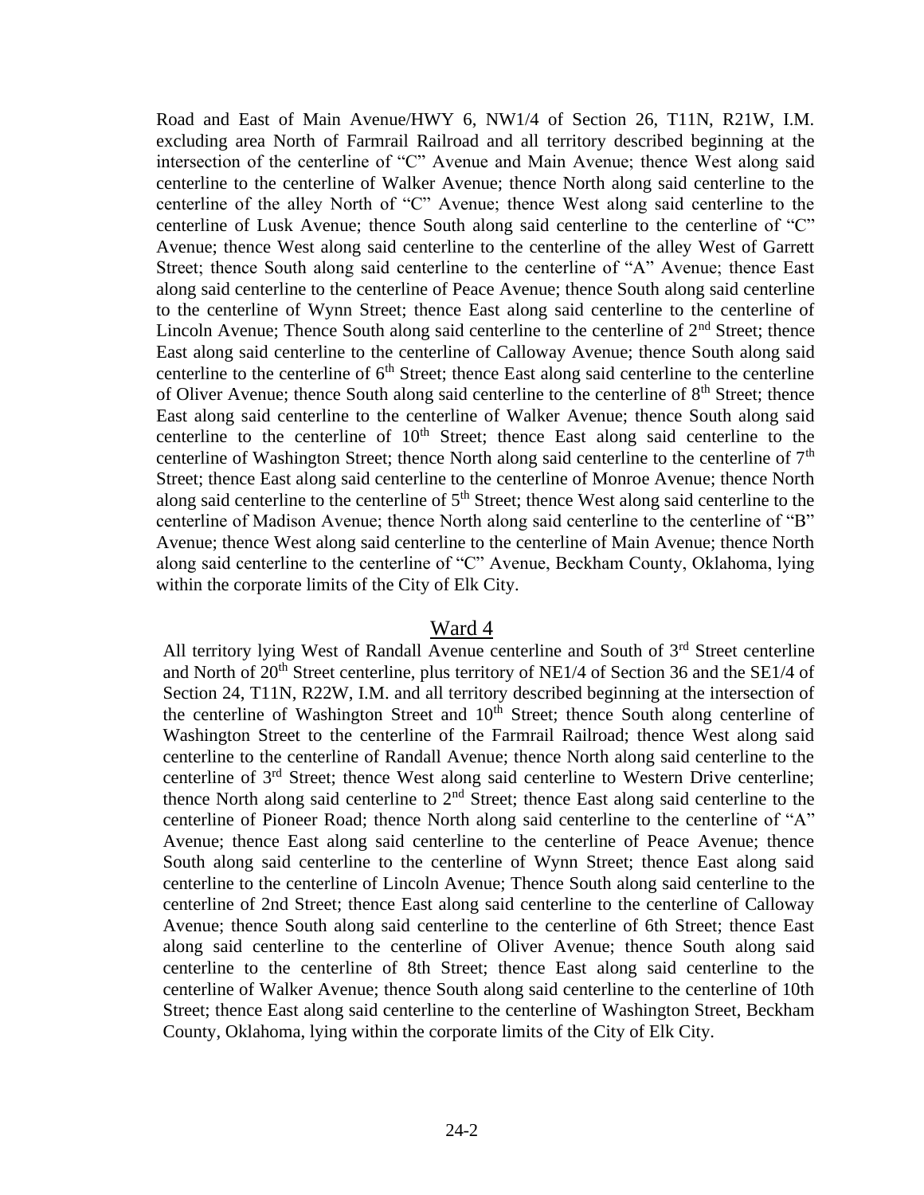Road and East of Main Avenue/HWY 6, NW1/4 of Section 26, T11N, R21W, I.M. excluding area North of Farmrail Railroad and all territory described beginning at the intersection of the centerline of "C" Avenue and Main Avenue; thence West along said centerline to the centerline of Walker Avenue; thence North along said centerline to the centerline of the alley North of "C" Avenue; thence West along said centerline to the centerline of Lusk Avenue; thence South along said centerline to the centerline of "C" Avenue; thence West along said centerline to the centerline of the alley West of Garrett Street; thence South along said centerline to the centerline of "A" Avenue; thence East along said centerline to the centerline of Peace Avenue; thence South along said centerline to the centerline of Wynn Street; thence East along said centerline to the centerline of Lincoln Avenue; Thence South along said centerline to the centerline of 2nd Street; thence East along said centerline to the centerline of Calloway Avenue; thence South along said centerline to the centerline of 6th Street; thence East along said centerline to the centerline of Oliver Avenue; thence South along said centerline to the centerline of 8th Street; thence East along said centerline to the centerline of Walker Avenue; thence South along said centerline to the centerline of 10th Street; thence East along said centerline to the centerline of Washington Street; thence North along said centerline to the centerline of 7th Street; thence East along said centerline to the centerline of Monroe Avenue; thence North along said centerline to the centerline of 5th Street; thence West along said centerline to the centerline of Madison Avenue; thence North along said centerline to the centerline of "B" Avenue; thence West along said centerline to the centerline of Main Avenue; thence North along said centerline to the centerline of "C" Avenue, Beckham County, Oklahoma, lying within the corporate limits of the City of Elk City.

## Ward 4

All territory lying West of Randall Avenue centerline and South of 3rd Street centerline and North of 20th Street centerline, plus territory of NE1/4 of Section 36 and the SE1/4 of Section 24, T11N, R22W, I.M. and all territory described beginning at the intersection of the centerline of Washington Street and 10th Street; thence South along centerline of Washington Street to the centerline of the Farmrail Railroad; thence West along said centerline to the centerline of Randall Avenue; thence North along said centerline to the centerline of 3rd Street; thence West along said centerline to Western Drive centerline; thence North along said centerline to 2nd Street; thence East along said centerline to the centerline of Pioneer Road; thence North along said centerline to the centerline of "A" Avenue; thence East along said centerline to the centerline of Peace Avenue; thence South along said centerline to the centerline of Wynn Street; thence East along said centerline to the centerline of Lincoln Avenue; Thence South along said centerline to the centerline of 2nd Street; thence East along said centerline to the centerline of Calloway Avenue; thence South along said centerline to the centerline of 6th Street; thence East along said centerline to the centerline of Oliver Avenue; thence South along said centerline to the centerline of 8th Street; thence East along said centerline to the centerline of Walker Avenue; thence South along said centerline to the centerline of 10th Street; thence East along said centerline to the centerline of Washington Street, Beckham County, Oklahoma, lying within the corporate limits of the City of Elk City.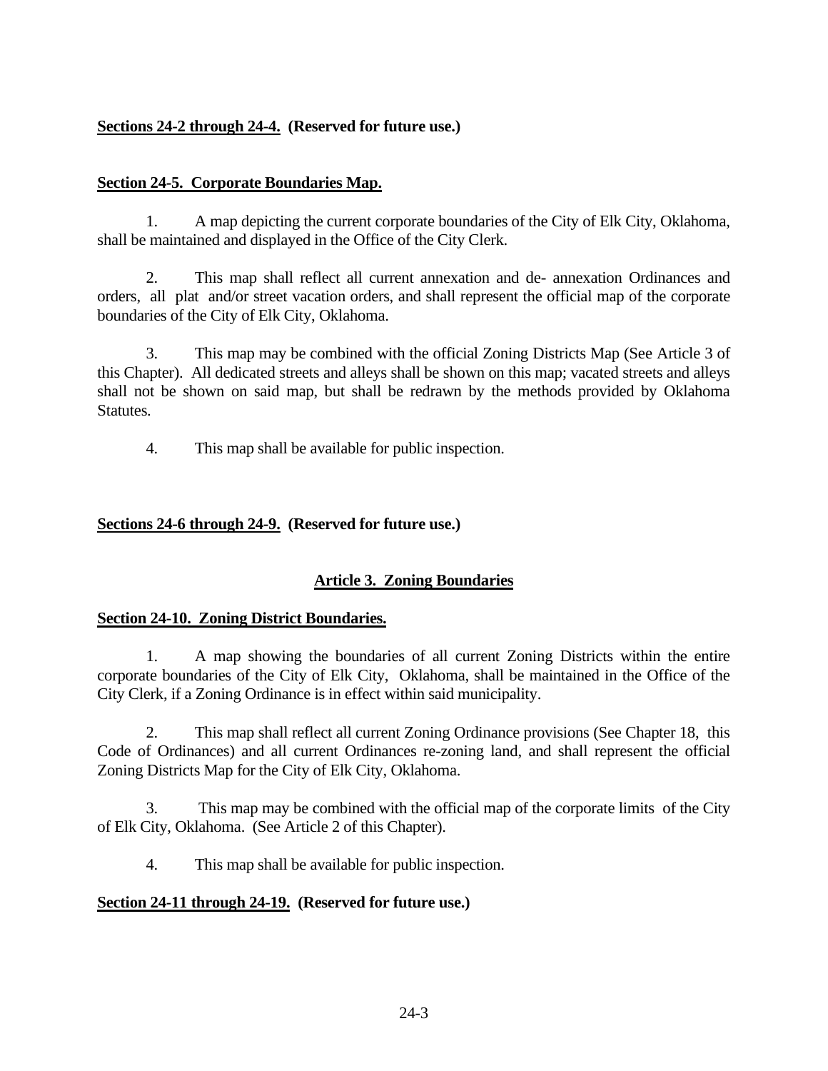**Sections 24-2 through 24-4. (Reserved for future use.)**

**Section 24-5. Corporate Boundaries Map.**

1. A map depicting the current corporate boundaries of the City of Elk City, Oklahoma, shall be maintained and displayed in the Office of the City Clerk.

2. This map shall reflect all current annexation and de- annexation Ordinances and orders, all plat and/or street vacation orders, and shall represent the official map of the corporate boundaries of the City of Elk City, Oklahoma.

3. This map may be combined with the official Zoning Districts Map (See Article 3 of this Chapter). All dedicated streets and alleys shall be shown on this map; vacated streets and alleys shall not be shown on said map, but shall be redrawn by the methods provided by Oklahoma Statutes.

4. This map shall be available for public inspection.

**Sections 24-6 through 24-9. (Reserved for future use.)**

## Article 3. Zoning Boundaries

**Section 24-10. Zoning District Boundaries.**

1. A map showing the boundaries of all current Zoning Districts within the entire corporate boundaries of the City of Elk City, Oklahoma, shall be maintained in the Office of the City Clerk, if a Zoning Ordinance is in effect within said municipality.

2. This map shall reflect all current Zoning Ordinance provisions (See Chapter 18, this Code of Ordinances) and all current Ordinances re-zoning land, and shall represent the official Zoning Districts Map for the City of Elk City, Oklahoma.

3. This map may be combined with the official map of the corporate limits of the City of Elk City, Oklahoma. (See Article 2 of this Chapter).

4. This map shall be available for public inspection.

**Section 24-11 through 24-19. (Reserved for future use.)**